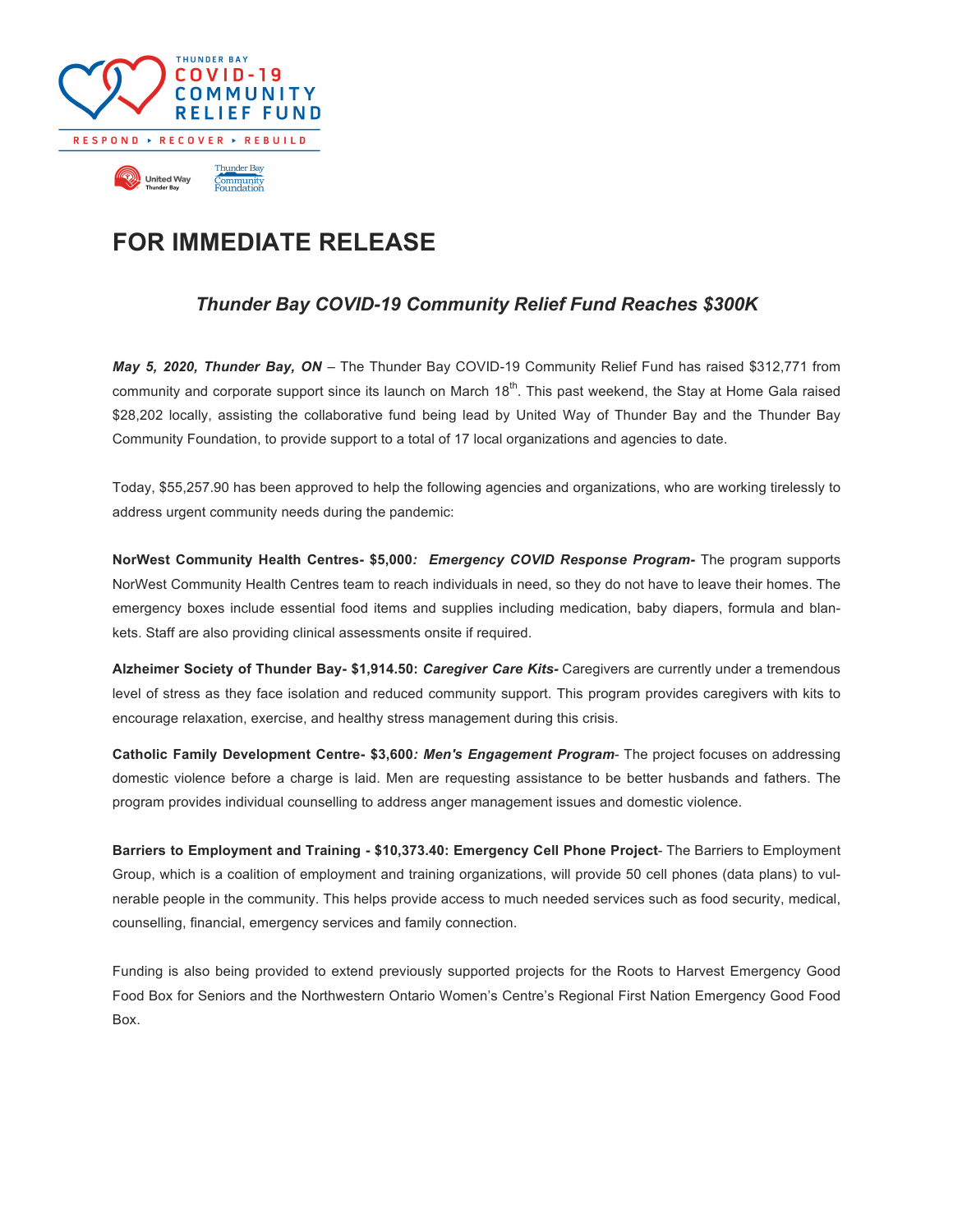THUNDER BAY
COVID-19
COMMUNITY
RELIEF FUND

RESPOND ▸ RECOVER ▸ REBUILD

United Way Thunder Bay | Thunder Bay Community Foundation

# FOR IMMEDIATE RELEASE

## *Thunder Bay COVID-19 Community Relief Fund Reaches $300K*

***May 5, 2020, Thunder Bay, ON*** – The Thunder Bay COVID-19 Community Relief Fund has raised $312,771 from community and corporate support since its launch on March 18th. This past weekend, the Stay at Home Gala raised $28,202 locally, assisting the collaborative fund being lead by United Way of Thunder Bay and the Thunder Bay Community Foundation, to provide support to a total of 17 local organizations and agencies to date.

Today, $55,257.90 has been approved to help the following agencies and organizations, who are working tirelessly to address urgent community needs during the pandemic:

**NorWest Community Health Centres- $5,000*: Emergency COVID Response Program-*** The program supports NorWest Community Health Centres team to reach individuals in need, so they do not have to leave their homes. The emergency boxes include essential food items and supplies including medication, baby diapers, formula and blankets. Staff are also providing clinical assessments onsite if required.

**Alzheimer Society of Thunder Bay- $1,914.50: *Caregiver Care Kits-*** Caregivers are currently under a tremendous level of stress as they face isolation and reduced community support. This program provides caregivers with kits to encourage relaxation, exercise, and healthy stress management during this crisis.

**Catholic Family Development Centre- $3,600*: Men's Engagement Program*-** The project focuses on addressing domestic violence before a charge is laid. Men are requesting assistance to be better husbands and fathers. The program provides individual counselling to address anger management issues and domestic violence.

**Barriers to Employment and Training - $10,373.40: Emergency Cell Phone Project**- The Barriers to Employment Group, which is a coalition of employment and training organizations, will provide 50 cell phones (data plans) to vulnerable people in the community. This helps provide access to much needed services such as food security, medical, counselling, financial, emergency services and family connection.

Funding is also being provided to extend previously supported projects for the Roots to Harvest Emergency Good Food Box for Seniors and the Northwestern Ontario Women's Centre's Regional First Nation Emergency Good Food Box.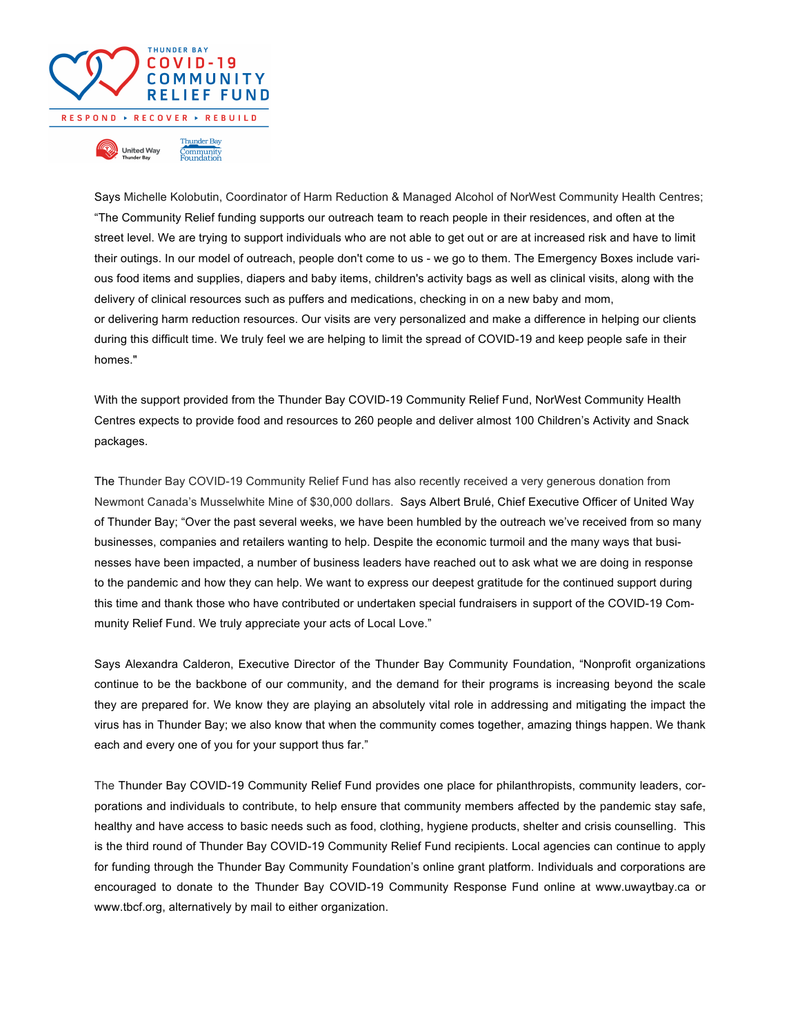Says Michelle Kolobutin, Coordinator of Harm Reduction & Managed Alcohol of NorWest Community Health Centres; "The Community Relief funding supports our outreach team to reach people in their residences, and often at the street level. We are trying to support individuals who are not able to get out or are at increased risk and have to limit their outings. In our model of outreach, people don't come to us - we go to them. The Emergency Boxes include various food items and supplies, diapers and baby items, children's activity bags as well as clinical visits, along with the delivery of clinical resources such as puffers and medications, checking in on a new baby and mom, or delivering harm reduction resources. Our visits are very personalized and make a difference in helping our clients during this difficult time. We truly feel we are helping to limit the spread of COVID-19 and keep people safe in their homes."

With the support provided from the Thunder Bay COVID-19 Community Relief Fund, NorWest Community Health Centres expects to provide food and resources to 260 people and deliver almost 100 Children's Activity and Snack packages.

The Thunder Bay COVID-19 Community Relief Fund has also recently received a very generous donation from Newmont Canada's Musselwhite Mine of $30,000 dollars. Says Albert Brulé, Chief Executive Officer of United Way of Thunder Bay; "Over the past several weeks, we have been humbled by the outreach we've received from so many businesses, companies and retailers wanting to help. Despite the economic turmoil and the many ways that businesses have been impacted, a number of business leaders have reached out to ask what we are doing in response to the pandemic and how they can help. We want to express our deepest gratitude for the continued support during this time and thank those who have contributed or undertaken special fundraisers in support of the COVID-19 Community Relief Fund. We truly appreciate your acts of Local Love."

Says Alexandra Calderon, Executive Director of the Thunder Bay Community Foundation, "Nonprofit organizations continue to be the backbone of our community, and the demand for their programs is increasing beyond the scale they are prepared for. We know they are playing an absolutely vital role in addressing and mitigating the impact the virus has in Thunder Bay; we also know that when the community comes together, amazing things happen. We thank each and every one of you for your support thus far."

The Thunder Bay COVID-19 Community Relief Fund provides one place for philanthropists, community leaders, corporations and individuals to contribute, to help ensure that community members affected by the pandemic stay safe, healthy and have access to basic needs such as food, clothing, hygiene products, shelter and crisis counselling. This is the third round of Thunder Bay COVID-19 Community Relief Fund recipients. Local agencies can continue to apply for funding through the Thunder Bay Community Foundation's online grant platform. Individuals and corporations are encouraged to donate to the Thunder Bay COVID-19 Community Response Fund online at www.uwaytbay.ca or www.tbcf.org, alternatively by mail to either organization.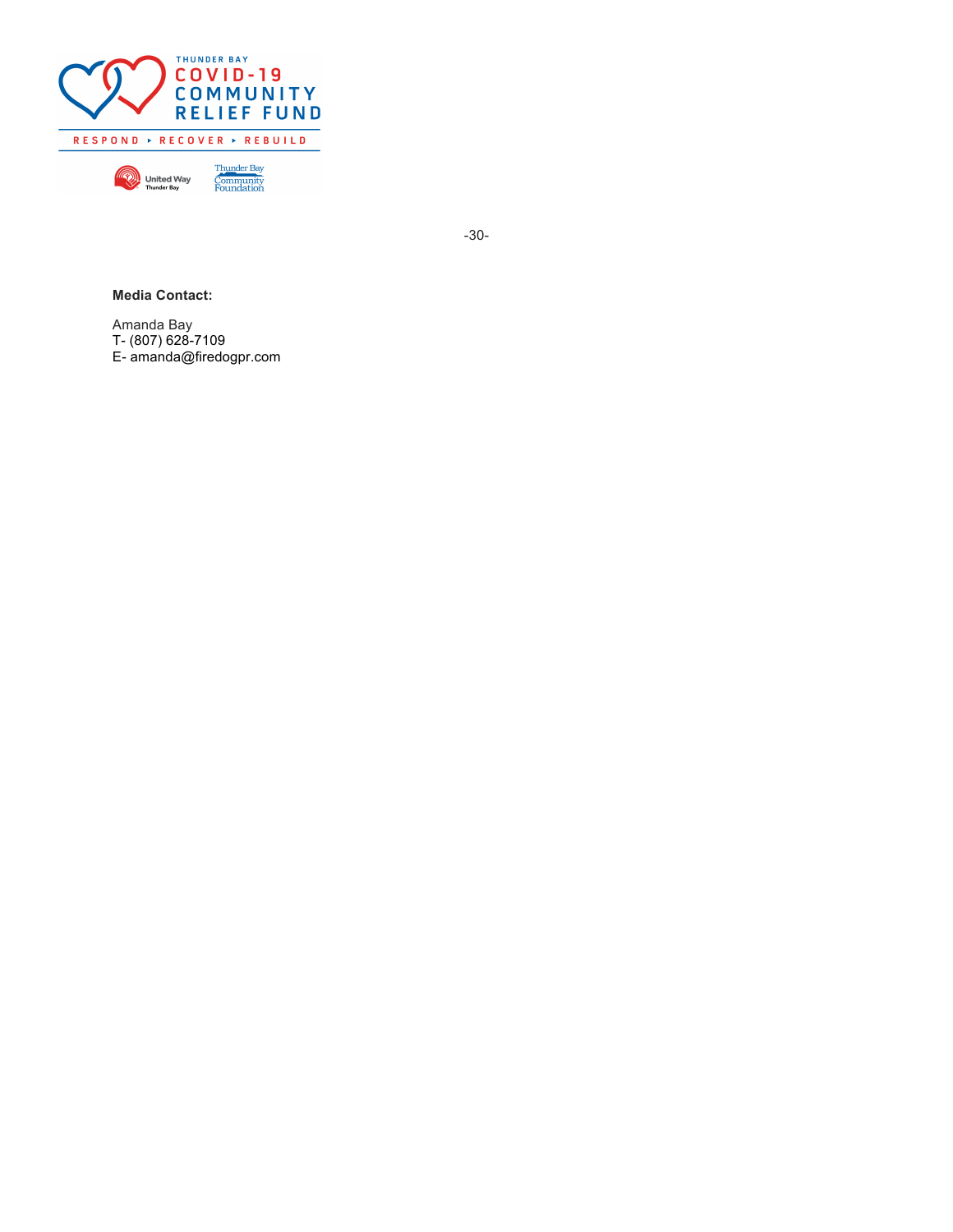-30-

**Media Contact:**

Amanda Bay
T- (807) 628-7109
E- amanda@firedogpr.com